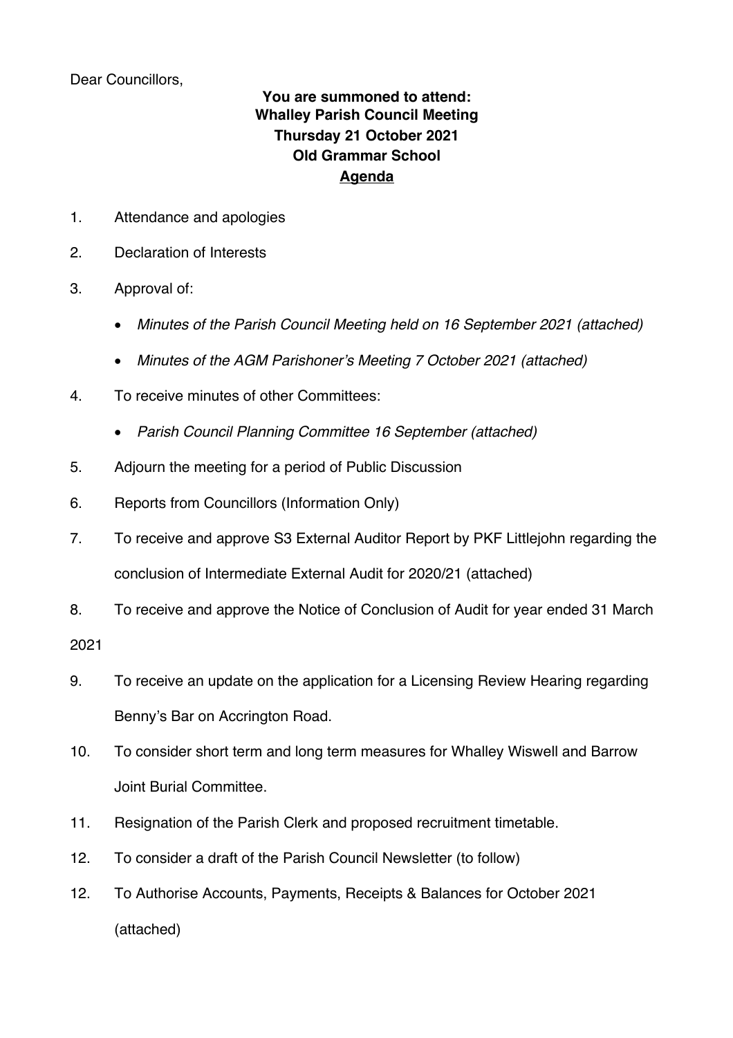Dear Councillors,

**You are summoned to attend:**
**Whalley Parish Council Meeting**
**Thursday 21 October 2021**
**Old Grammar School**
**<u>Agenda</u>**

1. Attendance and apologies
2. Declaration of Interests
3. Approval of:
   - *Minutes of the Parish Council Meeting held on 16 September 2021 (attached)*
   - *Minutes of the AGM Parishoner's Meeting 7 October 2021 (attached)*
4. To receive minutes of other Committees:
   - *Parish Council Planning Committee 16 September (attached)*
5. Adjourn the meeting for a period of Public Discussion
6. Reports from Councillors (Information Only)
7. To receive and approve S3 External Auditor Report by PKF Littlejohn regarding the conclusion of Intermediate External Audit for 2020/21 (attached)
8. To receive and approve the Notice of Conclusion of Audit for year ended 31 March 2021
9. To receive an update on the application for a Licensing Review Hearing regarding Benny's Bar on Accrington Road.
10. To consider short term and long term measures for Whalley Wiswell and Barrow Joint Burial Committee.
11. Resignation of the Parish Clerk and proposed recruitment timetable.
12. To consider a draft of the Parish Council Newsletter (to follow)

12\. To Authorise Accounts, Payments, Receipts & Balances for October 2021 (attached)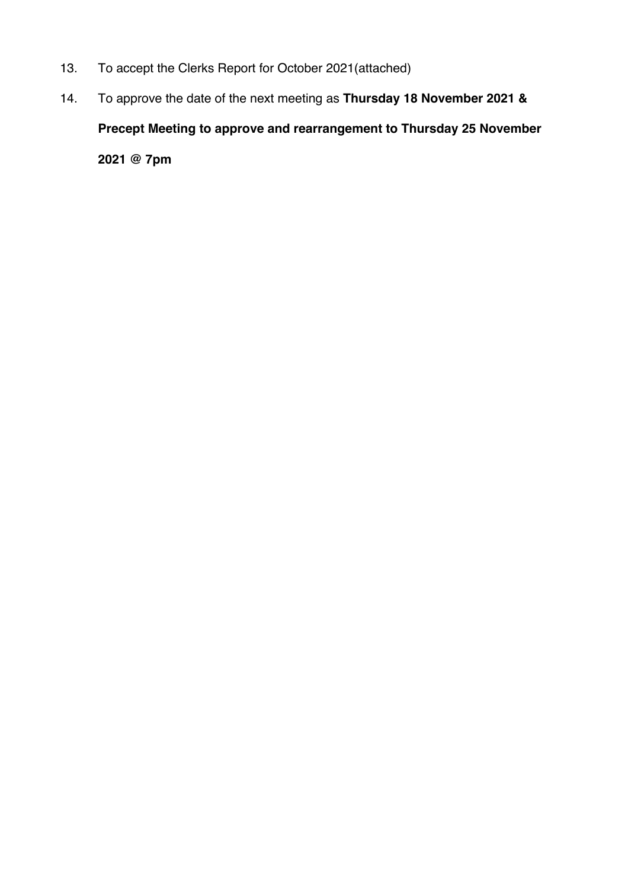13. To accept the Clerks Report for October 2021(attached)

14. To approve the date of the next meeting as **Thursday 18 November 2021 & Precept Meeting to approve and rearrangement to Thursday 25 November 2021 @ 7pm**